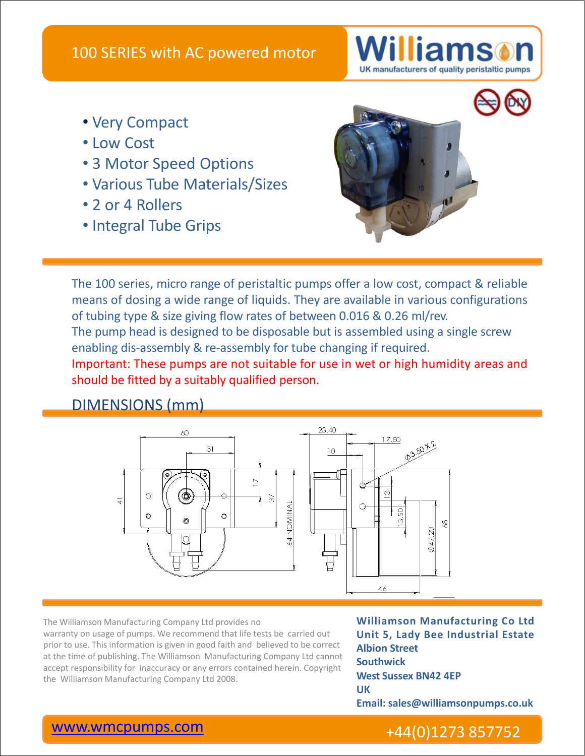# 100 SERIES with AC powered motor

**Williamson** UK manufacturers of quality peristaltic pumps

- Very Compact
- Low Cost
- 3 Motor Speed Options
- Various Tube Materials/Sizes
- 2 or 4 Rollers
- Integral Tube Grips

The 100 series, micro range of peristaltic pumps offer a low cost, compact & reliable means of dosing a wide range of liquids. They are available in various configurations of tubing type & size giving flow rates of between 0.016 & 0.26 ml/rev.

The pump head is designed to be disposable but is assembled using a single screw enabling dis-assembly & re-assembly for tube changing if required.

Important: These pumps are not suitable for use in wet or high humidity areas and should be fitted by a suitably qualified person.

## DIMENSIONS (mm)

60, 31, 17, 41, 37, 64 NOMINAL, 23.40, 10, 17.50, Ø3.50 X 2, 13, 13.50, Ø47.20, 68, 46

The Williamson Manufacturing Company Ltd provides no warranty on usage of pumps. We recommend that life tests be carried out prior to use. This information is given in good faith and believed to be correct at the time of publishing. The Williamson Manufacturing Company Ltd cannot accept responsibility for inaccuracy or any errors contained herein. Copyright the Williamson Manufacturing Company Ltd 2008.

**Williamson Manufacturing Co Ltd**
**Unit 5, Lady Bee Industrial Estate**
**Albion Street**
**Southwick**
**West Sussex BN42 4EP**
**UK**
**Email: sales@williamsonpumps.co.uk**

www.wmcpumps.com

+44(0)1273 857752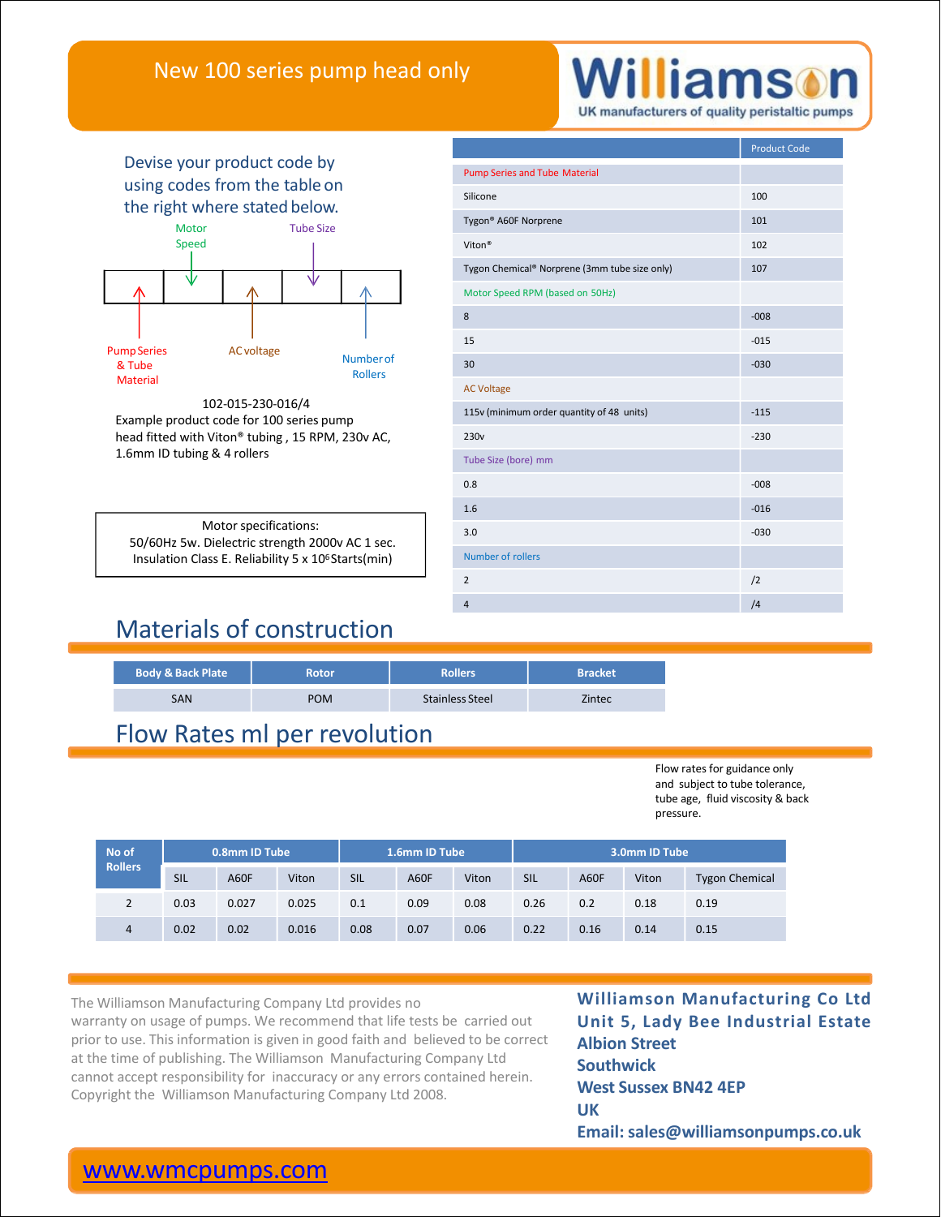# New 100 series pump head only

**Williamson**
UK manufacturers of quality peristaltic pumps

Devise your product code by using codes from the table on the right where stated below.

Motor Speed
Tube Size
Pump Series & Tube Material
AC voltage
Number of Rollers

102-015-230-016/4
Example product code for 100 series pump head fitted with Viton® tubing , 15 RPM, 230v AC, 1.6mm ID tubing & 4 rollers

Motor specifications:
50/60Hz 5w. Dielectric strength 2000v AC 1 sec.
Insulation Class E. Reliability 5 x $10^6$ Starts(min)

| | Product Code |
|---|---|
| Pump Series and Tube Material | |
| Silicone | 100 |
| Tygon® A60F Norprene | 101 |
| Viton® | 102 |
| Tygon Chemical® Norprene (3mm tube size only) | 107 |
| Motor Speed RPM (based on 50Hz) | |
| 8 | -008 |
| 15 | -015 |
| 30 | -030 |
| AC Voltage | |
| 115v (minimum order quantity of 48 units) | -115 |
| 230v | -230 |
| Tube Size (bore) mm | |
| 0.8 | -008 |
| 1.6 | -016 |
| 3.0 | -030 |
| Number of rollers | |
| 2 | /2 |
| 4 | /4 |

## Materials of construction

| Body & Back Plate | Rotor | Rollers | Bracket |
|---|---|---|---|
| SAN | POM | Stainless Steel | Zintec |

## Flow Rates ml per revolution

Flow rates for guidance only and subject to tube tolerance, tube age, fluid viscosity & back pressure.

| No of Rollers | 0.8mm ID Tube | | | 1.6mm ID Tube | | | 3.0mm ID Tube | | | |
|---|---|---|---|---|---|---|---|---|---|---|
| | SIL | A60F | Viton | SIL | A60F | Viton | SIL | A60F | Viton | Tygon Chemical |
| 2 | 0.03 | 0.027 | 0.025 | 0.1 | 0.09 | 0.08 | 0.26 | 0.2 | 0.18 | 0.19 |
| 4 | 0.02 | 0.02 | 0.016 | 0.08 | 0.07 | 0.06 | 0.22 | 0.16 | 0.14 | 0.15 |

The Williamson Manufacturing Company Ltd provides no warranty on usage of pumps. We recommend that life tests be carried out prior to use. This information is given in good faith and believed to be correct at the time of publishing. The Williamson Manufacturing Company Ltd cannot accept responsibility for inaccuracy or any errors contained herein. Copyright the Williamson Manufacturing Company Ltd 2008.

**Williamson Manufacturing Co Ltd**
**Unit 5, Lady Bee Industrial Estate**
**Albion Street**
**Southwick**
**West Sussex BN42 4EP**
**UK**
**Email: sales@williamsonpumps.co.uk**

www.wmcpumps.com